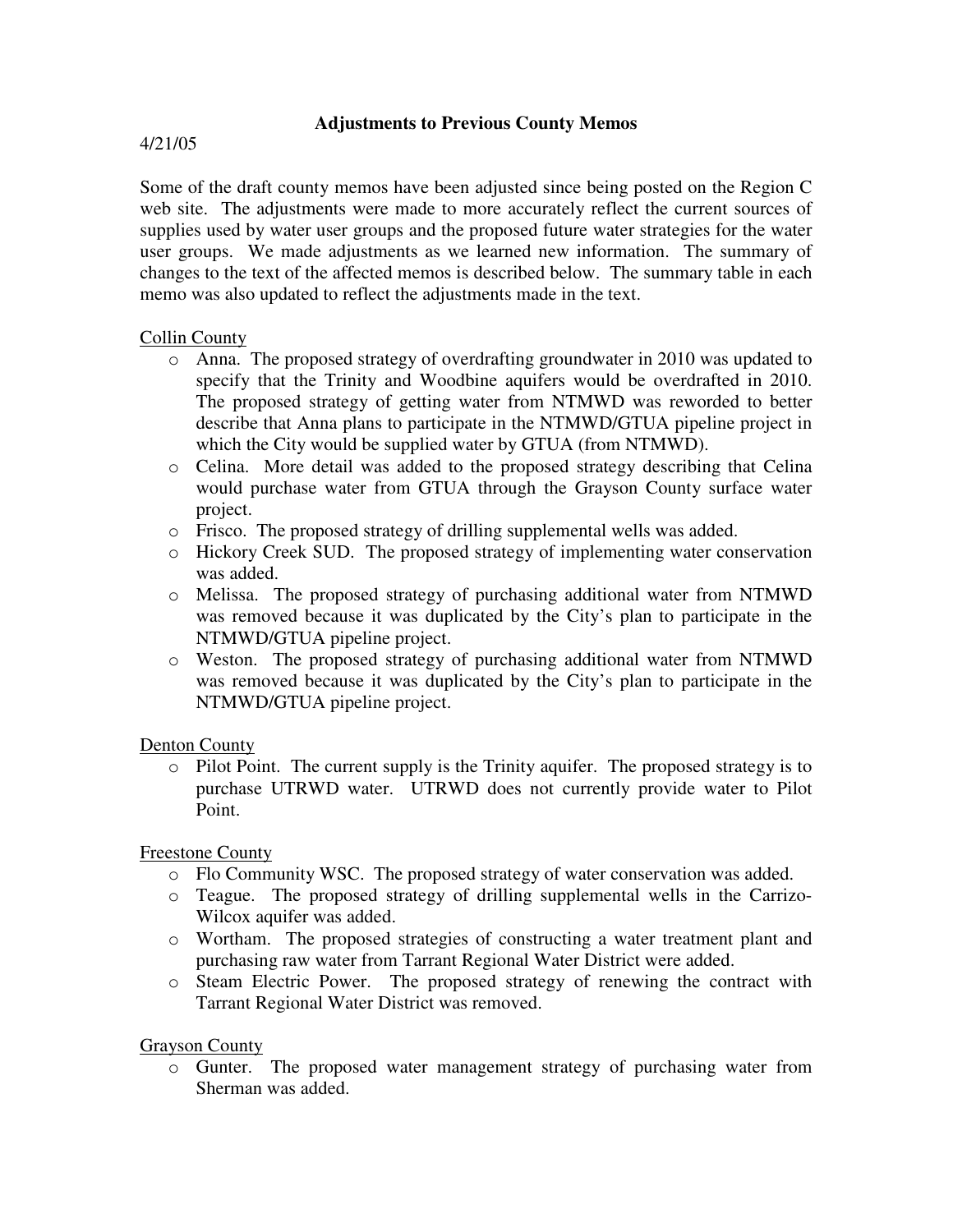# Adjustments to Previous County Memos

4/21/05

Some of the draft county memos have been adjusted since being posted on the Region C web site. The adjustments were made to more accurately reflect the current sources of supplies used by water user groups and the proposed future water strategies for the water user groups. We made adjustments as we learned new information. The summary of changes to the text of the affected memos is described below. The summary table in each memo was also updated to reflect the adjustments made in the text.

Collin County

- Anna. The proposed strategy of overdrafting groundwater in 2010 was updated to specify that the Trinity and Woodbine aquifers would be overdrafted in 2010. The proposed strategy of getting water from NTMWD was reworded to better describe that Anna plans to participate in the NTMWD/GTUA pipeline project in which the City would be supplied water by GTUA (from NTMWD).
- Celina. More detail was added to the proposed strategy describing that Celina would purchase water from GTUA through the Grayson County surface water project.
- Frisco. The proposed strategy of drilling supplemental wells was added.
- Hickory Creek SUD. The proposed strategy of implementing water conservation was added.
- Melissa. The proposed strategy of purchasing additional water from NTMWD was removed because it was duplicated by the City's plan to participate in the NTMWD/GTUA pipeline project.
- Weston. The proposed strategy of purchasing additional water from NTMWD was removed because it was duplicated by the City's plan to participate in the NTMWD/GTUA pipeline project.

Denton County

- Pilot Point. The current supply is the Trinity aquifer. The proposed strategy is to purchase UTRWD water. UTRWD does not currently provide water to Pilot Point.

Freestone County

- Flo Community WSC. The proposed strategy of water conservation was added.
- Teague. The proposed strategy of drilling supplemental wells in the Carrizo-Wilcox aquifer was added.
- Wortham. The proposed strategies of constructing a water treatment plant and purchasing raw water from Tarrant Regional Water District were added.
- Steam Electric Power. The proposed strategy of renewing the contract with Tarrant Regional Water District was removed.

Grayson County

- Gunter. The proposed water management strategy of purchasing water from Sherman was added.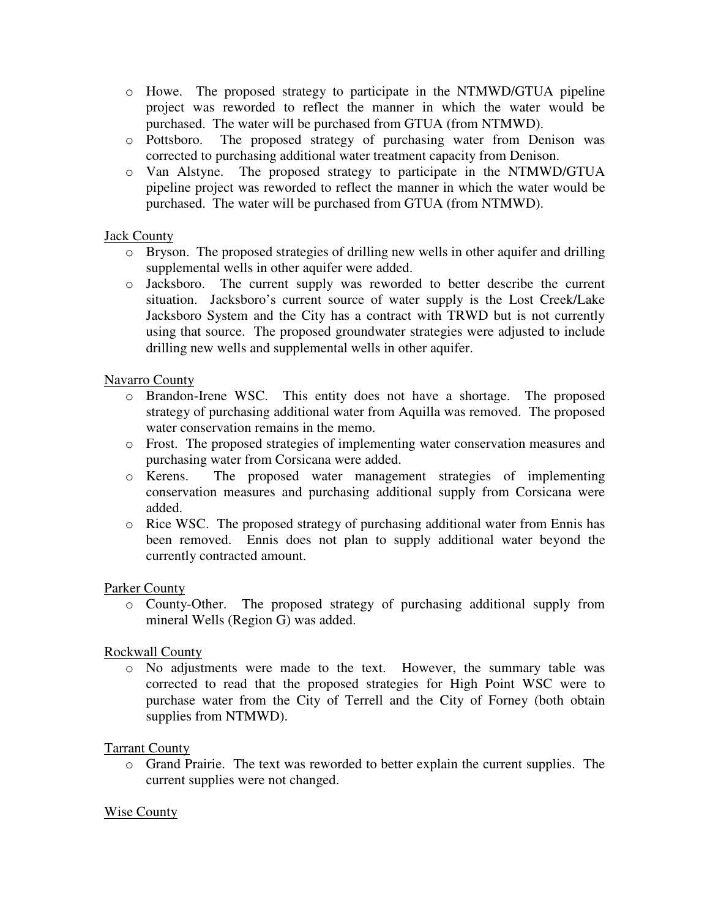- Howe. The proposed strategy to participate in the NTMWD/GTUA pipeline project was reworded to reflect the manner in which the water would be purchased. The water will be purchased from GTUA (from NTMWD).
- Pottsboro. The proposed strategy of purchasing water from Denison was corrected to purchasing additional water treatment capacity from Denison.
- Van Alstyne. The proposed strategy to participate in the NTMWD/GTUA pipeline project was reworded to reflect the manner in which the water would be purchased. The water will be purchased from GTUA (from NTMWD).

<u>Jack County</u>

- Bryson. The proposed strategies of drilling new wells in other aquifer and drilling supplemental wells in other aquifer were added.
- Jacksboro. The current supply was reworded to better describe the current situation. Jacksboro's current source of water supply is the Lost Creek/Lake Jacksboro System and the City has a contract with TRWD but is not currently using that source. The proposed groundwater strategies were adjusted to include drilling new wells and supplemental wells in other aquifer.

<u>Navarro County</u>

- Brandon-Irene WSC. This entity does not have a shortage. The proposed strategy of purchasing additional water from Aquilla was removed. The proposed water conservation remains in the memo.
- Frost. The proposed strategies of implementing water conservation measures and purchasing water from Corsicana were added.
- Kerens. The proposed water management strategies of implementing conservation measures and purchasing additional supply from Corsicana were added.
- Rice WSC. The proposed strategy of purchasing additional water from Ennis has been removed. Ennis does not plan to supply additional water beyond the currently contracted amount.

<u>Parker County</u>

- County-Other. The proposed strategy of purchasing additional supply from mineral Wells (Region G) was added.

<u>Rockwall County</u>

- No adjustments were made to the text. However, the summary table was corrected to read that the proposed strategies for High Point WSC were to purchase water from the City of Terrell and the City of Forney (both obtain supplies from NTMWD).

<u>Tarrant County</u>

- Grand Prairie. The text was reworded to better explain the current supplies. The current supplies were not changed.

<u>Wise County</u>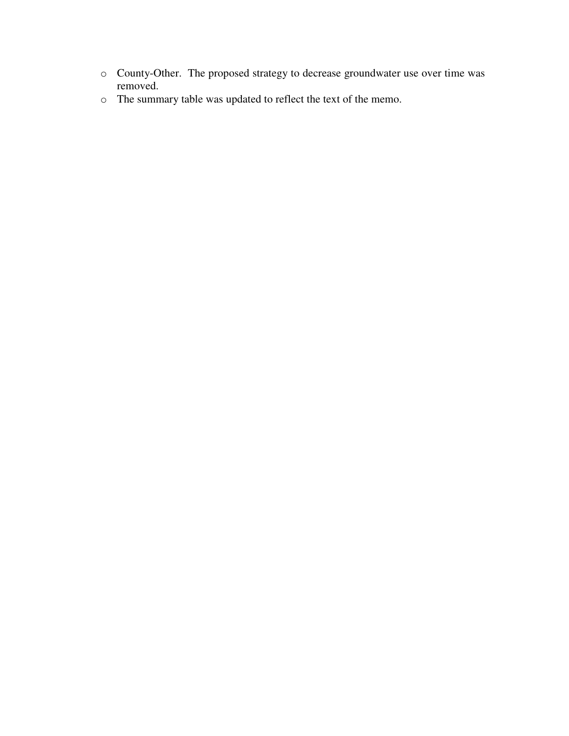- County-Other.  The proposed strategy to decrease groundwater use over time was removed.
- The summary table was updated to reflect the text of the memo.